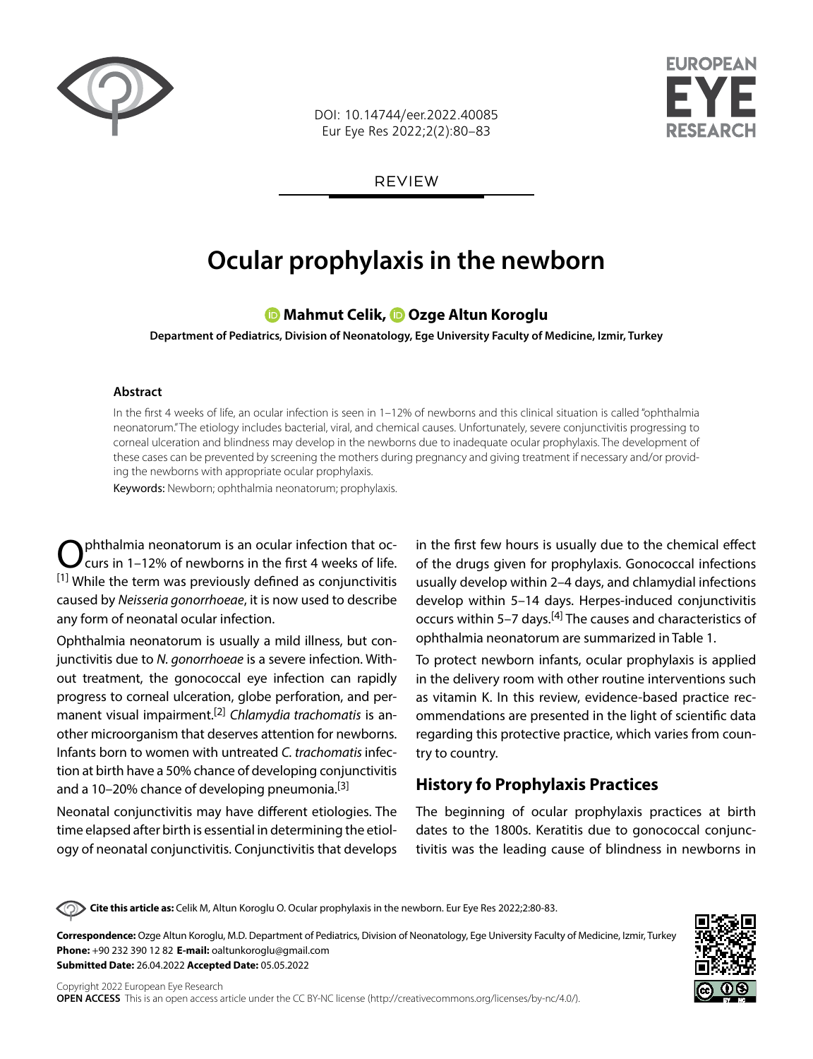REVIEW

# Ocular prophylaxis in the newborn

**Mahmut Celik, Ozge Altun Koroglu**

**Department of Pediatrics, Division of Neonatology, Ege University Faculty of Medicine, Izmir, Turkey**

### Abstract

In the first 4 weeks of life, an ocular infection is seen in 1–12% of newborns and this clinical situation is called "ophthalmia neonatorum." The etiology includes bacterial, viral, and chemical causes. Unfortunately, severe conjunctivitis progressing to corneal ulceration and blindness may develop in the newborns due to inadequate ocular prophylaxis. The development of these cases can be prevented by screening the mothers during pregnancy and giving treatment if necessary and/or providing the newborns with appropriate ocular prophylaxis.

Keywords: Newborn; ophthalmia neonatorum; prophylaxis.

Ophthalmia neonatorum is an ocular infection that occurs in 1–12% of newborns in the first 4 weeks of life.[1] While the term was previously defined as conjunctivitis caused by *Neisseria gonorrhoeae*, it is now used to describe any form of neonatal ocular infection.

Ophthalmia neonatorum is usually a mild illness, but conjunctivitis due to *N. gonorrhoeae* is a severe infection. Without treatment, the gonococcal eye infection can rapidly progress to corneal ulceration, globe perforation, and permanent visual impairment.[2] *Chlamydia trachomatis* is another microorganism that deserves attention for newborns. Infants born to women with untreated *C. trachomatis* infection at birth have a 50% chance of developing conjunctivitis and a 10–20% chance of developing pneumonia.[3]

Neonatal conjunctivitis may have different etiologies. The time elapsed after birth is essential in determining the etiology of neonatal conjunctivitis. Conjunctivitis that develops in the first few hours is usually due to the chemical effect of the drugs given for prophylaxis. Gonococcal infections usually develop within 2–4 days, and chlamydial infections develop within 5–14 days. Herpes-induced conjunctivitis occurs within 5–7 days.[4] The causes and characteristics of ophthalmia neonatorum are summarized in Table 1.

To protect newborn infants, ocular prophylaxis is applied in the delivery room with other routine interventions such as vitamin K. In this review, evidence-based practice recommendations are presented in the light of scientific data regarding this protective practice, which varies from country to country.

## History fo Prophylaxis Practices

The beginning of ocular prophylaxis practices at birth dates to the 1800s. Keratitis due to gonococcal conjunctivitis was the leading cause of blindness in newborns in

**Cite this article as:** Celik M, Altun Koroglu O. Ocular prophylaxis in the newborn. Eur Eye Res 2022;2:80-83.

**Correspondence:** Ozge Altun Koroglu, M.D. Department of Pediatrics, Division of Neonatology, Ege University Faculty of Medicine, Izmir, Turkey
**Phone:** +90 232 390 12 82 **E-mail:** oaltunkoroglu@gmail.com
**Submitted Date:** 26.04.2022 **Accepted Date:** 05.05.2022

Copyright 2022 European Eye Research
**OPEN ACCESS** This is an open access article under the CC BY-NC license (http://creativecommons.org/licenses/by-nc/4.0/).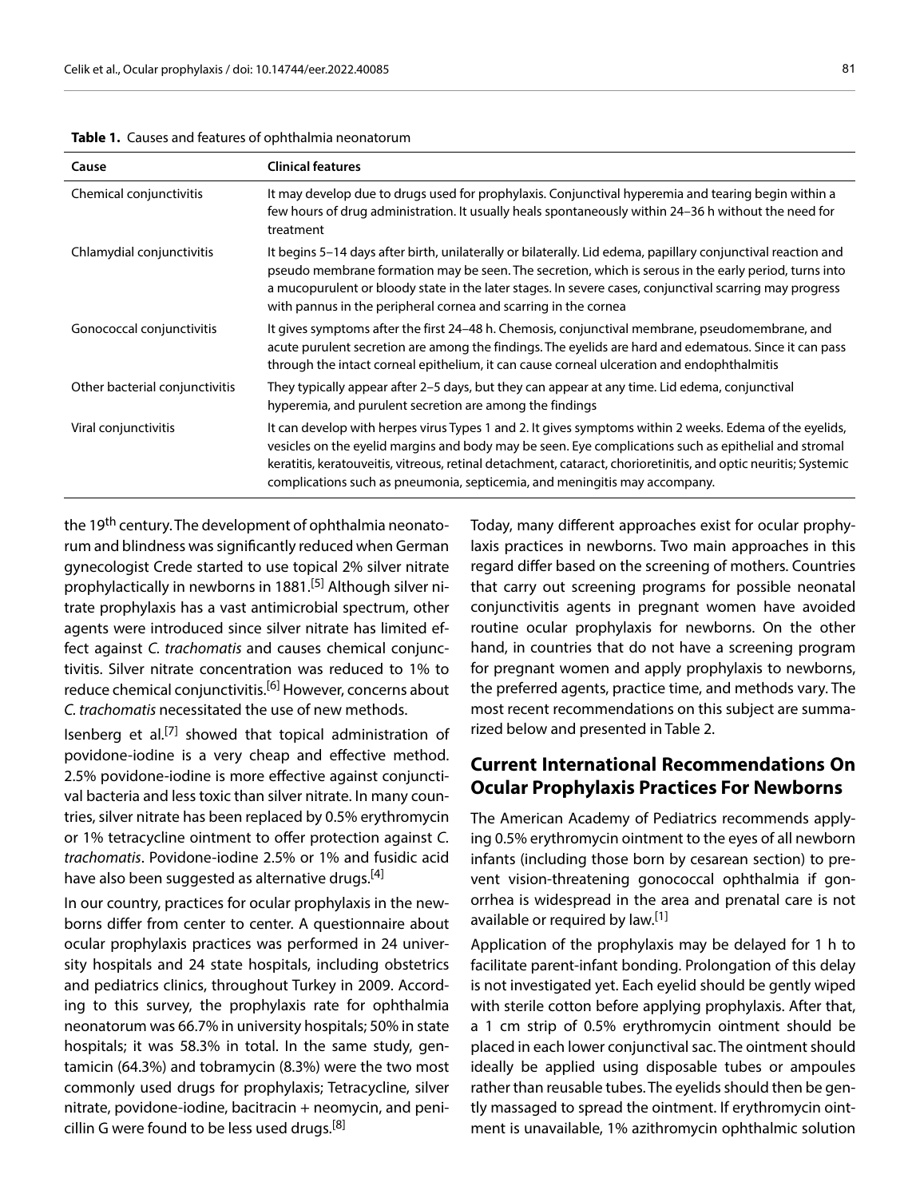**Table 1.** Causes and features of ophthalmia neonatorum

| Cause | Clinical features |
|---|---|
| Chemical conjunctivitis | It may develop due to drugs used for prophylaxis. Conjunctival hyperemia and tearing begin within a few hours of drug administration. It usually heals spontaneously within 24–36 h without the need for treatment |
| Chlamydial conjunctivitis | It begins 5–14 days after birth, unilaterally or bilaterally. Lid edema, papillary conjunctival reaction and pseudo membrane formation may be seen. The secretion, which is serous in the early period, turns into a mucopurulent or bloody state in the later stages. In severe cases, conjunctival scarring may progress with pannus in the peripheral cornea and scarring in the cornea |
| Gonococcal conjunctivitis | It gives symptoms after the first 24–48 h. Chemosis, conjunctival membrane, pseudomembrane, and acute purulent secretion are among the findings. The eyelids are hard and edematous. Since it can pass through the intact corneal epithelium, it can cause corneal ulceration and endophthalmitis |
| Other bacterial conjunctivitis | They typically appear after 2–5 days, but they can appear at any time. Lid edema, conjunctival hyperemia, and purulent secretion are among the findings |
| Viral conjunctivitis | It can develop with herpes virus Types 1 and 2. It gives symptoms within 2 weeks. Edema of the eyelids, vesicles on the eyelid margins and body may be seen. Eye complications such as epithelial and stromal keratitis, keratouveitis, vitreous, retinal detachment, cataract, chorioretinitis, and optic neuritis; Systemic complications such as pneumonia, septicemia, and meningitis may accompany. |

the 19th century. The development of ophthalmia neonatorum and blindness was significantly reduced when German gynecologist Crede started to use topical 2% silver nitrate prophylactically in newborns in 1881.[5] Although silver nitrate prophylaxis has a vast antimicrobial spectrum, other agents were introduced since silver nitrate has limited effect against *C. trachomatis* and causes chemical conjunctivitis. Silver nitrate concentration was reduced to 1% to reduce chemical conjunctivitis.[6] However, concerns about *C. trachomatis* necessitated the use of new methods.

Isenberg et al.[7] showed that topical administration of povidone-iodine is a very cheap and effective method. 2.5% povidone-iodine is more effective against conjunctival bacteria and less toxic than silver nitrate. In many countries, silver nitrate has been replaced by 0.5% erythromycin or 1% tetracycline ointment to offer protection against *C. trachomatis*. Povidone-iodine 2.5% or 1% and fusidic acid have also been suggested as alternative drugs.[4]

In our country, practices for ocular prophylaxis in the newborns differ from center to center. A questionnaire about ocular prophylaxis practices was performed in 24 university hospitals and 24 state hospitals, including obstetrics and pediatrics clinics, throughout Turkey in 2009. According to this survey, the prophylaxis rate for ophthalmia neonatorum was 66.7% in university hospitals; 50% in state hospitals; it was 58.3% in total. In the same study, gentamicin (64.3%) and tobramycin (8.3%) were the two most commonly used drugs for prophylaxis; Tetracycline, silver nitrate, povidone-iodine, bacitracin + neomycin, and penicillin G were found to be less used drugs.[8]

Today, many different approaches exist for ocular prophylaxis practices in newborns. Two main approaches in this regard differ based on the screening of mothers. Countries that carry out screening programs for possible neonatal conjunctivitis agents in pregnant women have avoided routine ocular prophylaxis for newborns. On the other hand, in countries that do not have a screening program for pregnant women and apply prophylaxis to newborns, the preferred agents, practice time, and methods vary. The most recent recommendations on this subject are summarized below and presented in Table 2.

## Current International Recommendations On Ocular Prophylaxis Practices For Newborns

The American Academy of Pediatrics recommends applying 0.5% erythromycin ointment to the eyes of all newborn infants (including those born by cesarean section) to prevent vision-threatening gonococcal ophthalmia if gonorrhea is widespread in the area and prenatal care is not available or required by law.[1]

Application of the prophylaxis may be delayed for 1 h to facilitate parent-infant bonding. Prolongation of this delay is not investigated yet. Each eyelid should be gently wiped with sterile cotton before applying prophylaxis. After that, a 1 cm strip of 0.5% erythromycin ointment should be placed in each lower conjunctival sac. The ointment should ideally be applied using disposable tubes or ampoules rather than reusable tubes. The eyelids should then be gently massaged to spread the ointment. If erythromycin ointment is unavailable, 1% azithromycin ophthalmic solution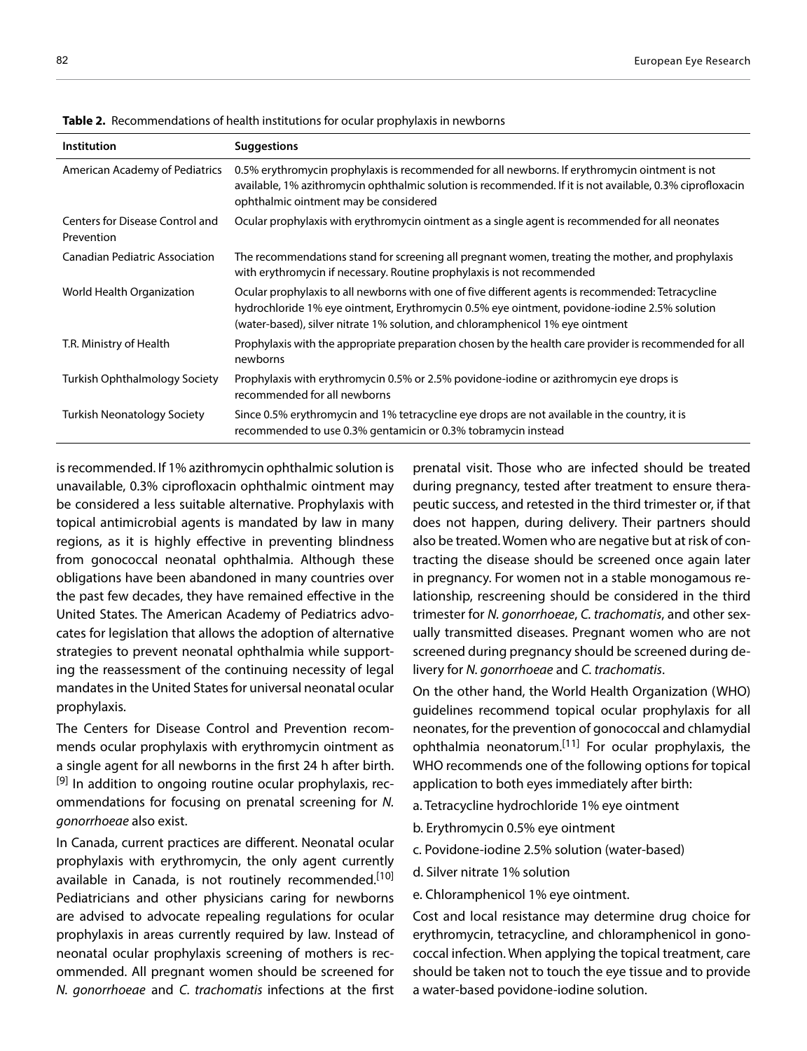**Table 2.** Recommendations of health institutions for ocular prophylaxis in newborns

| Institution | Suggestions |
|---|---|
| American Academy of Pediatrics | 0.5% erythromycin prophylaxis is recommended for all newborns. If erythromycin ointment is not available, 1% azithromycin ophthalmic solution is recommended. If it is not available, 0.3% ciprofloxacin ophthalmic ointment may be considered |
| Centers for Disease Control and Prevention | Ocular prophylaxis with erythromycin ointment as a single agent is recommended for all neonates |
| Canadian Pediatric Association | The recommendations stand for screening all pregnant women, treating the mother, and prophylaxis with erythromycin if necessary. Routine prophylaxis is not recommended |
| World Health Organization | Ocular prophylaxis to all newborns with one of five different agents is recommended: Tetracycline hydrochloride 1% eye ointment, Erythromycin 0.5% eye ointment, povidone-iodine 2.5% solution (water-based), silver nitrate 1% solution, and chloramphenicol 1% eye ointment |
| T.R. Ministry of Health | Prophylaxis with the appropriate preparation chosen by the health care provider is recommended for all newborns |
| Turkish Ophthalmology Society | Prophylaxis with erythromycin 0.5% or 2.5% povidone-iodine or azithromycin eye drops is recommended for all newborns |
| Turkish Neonatology Society | Since 0.5% erythromycin and 1% tetracycline eye drops are not available in the country, it is recommended to use 0.3% gentamicin or 0.3% tobramycin instead |

is recommended. If 1% azithromycin ophthalmic solution is unavailable, 0.3% ciprofloxacin ophthalmic ointment may be considered a less suitable alternative. Prophylaxis with topical antimicrobial agents is mandated by law in many regions, as it is highly effective in preventing blindness from gonococcal neonatal ophthalmia. Although these obligations have been abandoned in many countries over the past few decades, they have remained effective in the United States. The American Academy of Pediatrics advocates for legislation that allows the adoption of alternative strategies to prevent neonatal ophthalmia while supporting the reassessment of the continuing necessity of legal mandates in the United States for universal neonatal ocular prophylaxis.

The Centers for Disease Control and Prevention recommends ocular prophylaxis with erythromycin ointment as a single agent for all newborns in the first 24 h after birth.[9] In addition to ongoing routine ocular prophylaxis, recommendations for focusing on prenatal screening for *N. gonorrhoeae* also exist.

In Canada, current practices are different. Neonatal ocular prophylaxis with erythromycin, the only agent currently available in Canada, is not routinely recommended.[10] Pediatricians and other physicians caring for newborns are advised to advocate repealing regulations for ocular prophylaxis in areas currently required by law. Instead of neonatal ocular prophylaxis screening of mothers is recommended. All pregnant women should be screened for *N. gonorrhoeae* and *C. trachomatis* infections at the first prenatal visit. Those who are infected should be treated during pregnancy, tested after treatment to ensure therapeutic success, and retested in the third trimester or, if that does not happen, during delivery. Their partners should also be treated. Women who are negative but at risk of contracting the disease should be screened once again later in pregnancy. For women not in a stable monogamous relationship, rescreening should be considered in the third trimester for *N. gonorrhoeae*, *C. trachomatis*, and other sexually transmitted diseases. Pregnant women who are not screened during pregnancy should be screened during delivery for *N. gonorrhoeae* and *C. trachomatis*.

On the other hand, the World Health Organization (WHO) guidelines recommend topical ocular prophylaxis for all neonates, for the prevention of gonococcal and chlamydial ophthalmia neonatorum.[11] For ocular prophylaxis, the WHO recommends one of the following options for topical application to both eyes immediately after birth:

a. Tetracycline hydrochloride 1% eye ointment

b. Erythromycin 0.5% eye ointment

c. Povidone-iodine 2.5% solution (water-based)

d. Silver nitrate 1% solution

e. Chloramphenicol 1% eye ointment.

Cost and local resistance may determine drug choice for erythromycin, tetracycline, and chloramphenicol in gonococcal infection. When applying the topical treatment, care should be taken not to touch the eye tissue and to provide a water-based povidone-iodine solution.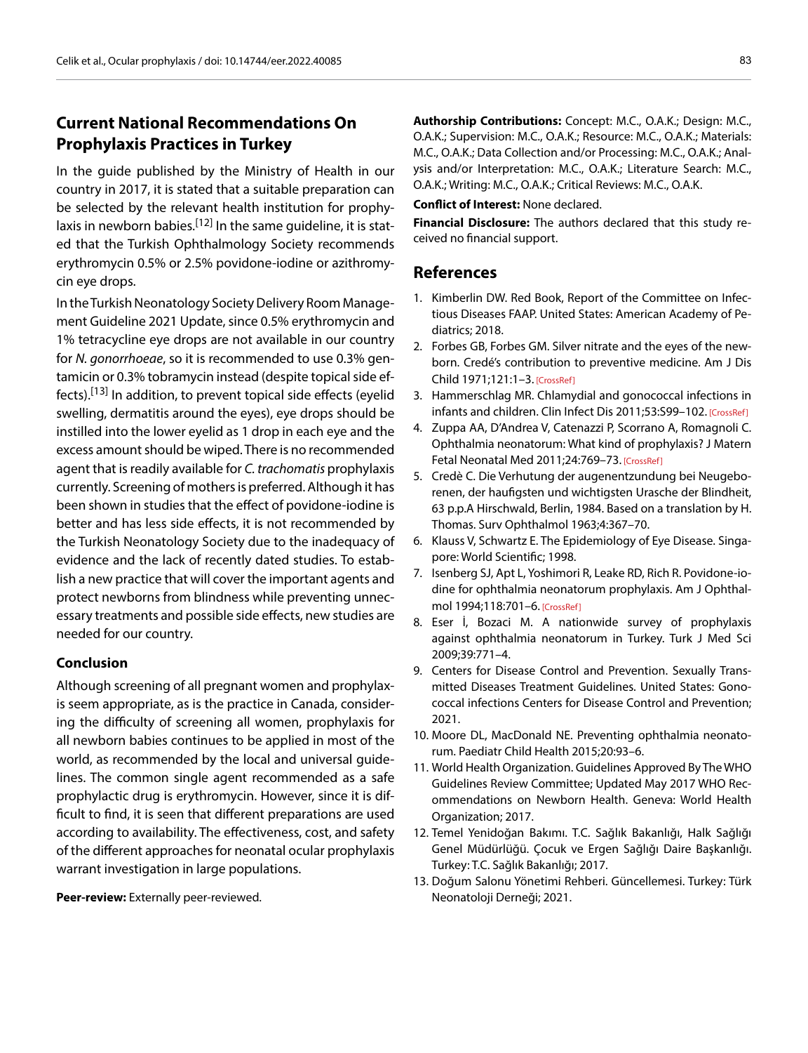## Current National Recommendations On Prophylaxis Practices in Turkey

In the guide published by the Ministry of Health in our country in 2017, it is stated that a suitable preparation can be selected by the relevant health institution for prophylaxis in newborn babies.[12] In the same guideline, it is stated that the Turkish Ophthalmology Society recommends erythromycin 0.5% or 2.5% povidone-iodine or azithromycin eye drops.

In the Turkish Neonatology Society Delivery Room Management Guideline 2021 Update, since 0.5% erythromycin and 1% tetracycline eye drops are not available in our country for *N. gonorrhoeae*, so it is recommended to use 0.3% gentamicin or 0.3% tobramycin instead (despite topical side effects).[13] In addition, to prevent topical side effects (eyelid swelling, dermatitis around the eyes), eye drops should be instilled into the lower eyelid as 1 drop in each eye and the excess amount should be wiped. There is no recommended agent that is readily available for *C. trachomatis* prophylaxis currently. Screening of mothers is preferred. Although it has been shown in studies that the effect of povidone-iodine is better and has less side effects, it is not recommended by the Turkish Neonatology Society due to the inadequacy of evidence and the lack of recently dated studies. To establish a new practice that will cover the important agents and protect newborns from blindness while preventing unnecessary treatments and possible side effects, new studies are needed for our country.

### Conclusion

Although screening of all pregnant women and prophylaxis seem appropriate, as is the practice in Canada, considering the difficulty of screening all women, prophylaxis for all newborn babies continues to be applied in most of the world, as recommended by the local and universal guidelines. The common single agent recommended as a safe prophylactic drug is erythromycin. However, since it is difficult to find, it is seen that different preparations are used according to availability. The effectiveness, cost, and safety of the different approaches for neonatal ocular prophylaxis warrant investigation in large populations.

**Peer-review:** Externally peer-reviewed.

**Authorship Contributions:** Concept: M.C., O.A.K.; Design: M.C., O.A.K.; Supervision: M.C., O.A.K.; Resource: M.C., O.A.K.; Materials: M.C., O.A.K.; Data Collection and/or Processing: M.C., O.A.K.; Analysis and/or Interpretation: M.C., O.A.K.; Literature Search: M.C., O.A.K.; Writing: M.C., O.A.K.; Critical Reviews: M.C., O.A.K.

**Conflict of Interest:** None declared.

**Financial Disclosure:** The authors declared that this study received no financial support.

## References

1. Kimberlin DW. Red Book, Report of the Committee on Infectious Diseases FAAP. United States: American Academy of Pediatrics; 2018.
2. Forbes GB, Forbes GM. Silver nitrate and the eyes of the newborn. Credé's contribution to preventive medicine. Am J Dis Child 1971;121:1–3. [CrossRef]
3. Hammerschlag MR. Chlamydial and gonococcal infections in infants and children. Clin Infect Dis 2011;53:S99–102. [CrossRef]
4. Zuppa AA, D'Andrea V, Catenazzi P, Scorrano A, Romagnoli C. Ophthalmia neonatorum: What kind of prophylaxis? J Matern Fetal Neonatal Med 2011;24:769–73. [CrossRef]
5. Credè C. Die Verhutung der augenentzundung bei Neugeborenen, der haufigsten und wichtigsten Urasche der Blindheit, 63 p.p.A Hirschwald, Berlin, 1984. Based on a translation by H. Thomas. Surv Ophthalmol 1963;4:367–70.
6. Klauss V, Schwartz E. The Epidemiology of Eye Disease. Singapore: World Scientific; 1998.
7. Isenberg SJ, Apt L, Yoshimori R, Leake RD, Rich R. Povidone-iodine for ophthalmia neonatorum prophylaxis. Am J Ophthalmol 1994;118:701–6. [CrossRef]
8. Eser İ, Bozaci M. A nationwide survey of prophylaxis against ophthalmia neonatorum in Turkey. Turk J Med Sci 2009;39:771–4.
9. Centers for Disease Control and Prevention. Sexually Transmitted Diseases Treatment Guidelines. United States: Gonococcal infections Centers for Disease Control and Prevention; 2021.
10. Moore DL, MacDonald NE. Preventing ophthalmia neonatorum. Paediatr Child Health 2015;20:93–6.
11. World Health Organization. Guidelines Approved By The WHO Guidelines Review Committee; Updated May 2017 WHO Recommendations on Newborn Health. Geneva: World Health Organization; 2017.
12. Temel Yenidoğan Bakımı. T.C. Sağlık Bakanlığı, Halk Sağlığı Genel Müdürlüğü. Çocuk ve Ergen Sağlığı Daire Başkanlığı. Turkey: T.C. Sağlık Bakanlığı; 2017.
13. Doğum Salonu Yönetimi Rehberi. Güncellemesi. Turkey: Türk Neonatoloji Derneği; 2021.